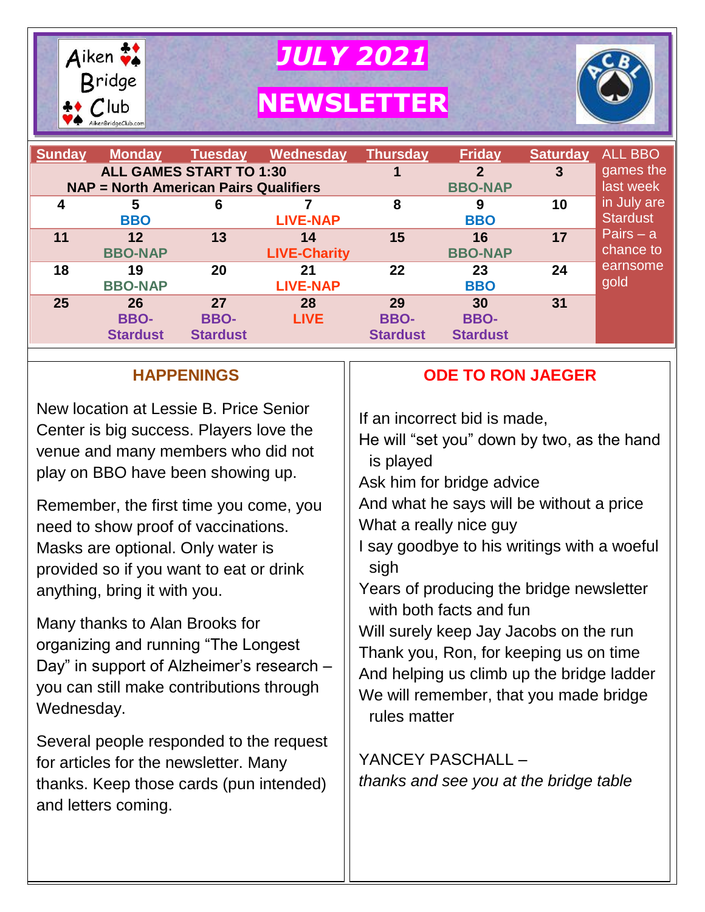Aiken Bridge Club

# JULY 2021

# NEWSLETTER

| Sunday | Monday | Tuesday | Wednesday | Thursday | Friday | Saturday |
|---|---|---|---|---|---|---|
| **ALL GAMES START TO 1:30**<br>**NAP = North American Pairs Qualifiers** | | | | 1 | 2<br>BBO-NAP | 3 |
| 4 | 5<br>BBO | 6 | 7<br>LIVE-NAP | 8 | 9<br>BBO | 10 |
| 11 | 12<br>BBO-NAP | 13 | 14<br>LIVE-Charity | 15 | 16<br>BBO-NAP | 17 |
| 18 | 19<br>BBO-NAP | 20 | 21<br>LIVE-NAP | 22 | 23<br>BBO | 24 |
| 25 | 26<br>BBO-Stardust | 27<br>BBO-Stardust | 28<br>LIVE | 29<br>BBO-Stardust | 30<br>BBO-Stardust | 31 |

ALL BBO games the last week in July are Stardust Pairs – a chance to earnsome gold

## HAPPENINGS

New location at Lessie B. Price Senior Center is big success. Players love the venue and many members who did not play on BBO have been showing up.

Remember, the first time you come, you need to show proof of vaccinations. Masks are optional. Only water is provided so if you want to eat or drink anything, bring it with you.

Many thanks to Alan Brooks for organizing and running "The Longest Day" in support of Alzheimer's research – you can still make contributions through Wednesday.

Several people responded to the request for articles for the newsletter. Many thanks. Keep those cards (pun intended) and letters coming.

## ODE TO RON JAEGER

If an incorrect bid is made,
He will "set you" down by two, as the hand is played
Ask him for bridge advice
And what he says will be without a price
What a really nice guy
I say goodbye to his writings with a woeful sigh
Years of producing the bridge newsletter with both facts and fun
Will surely keep Jay Jacobs on the run
Thank you, Ron, for keeping us on time
And helping us climb up the bridge ladder
We will remember, that you made bridge rules matter

YANCEY PASCHALL –
*thanks and see you at the bridge table*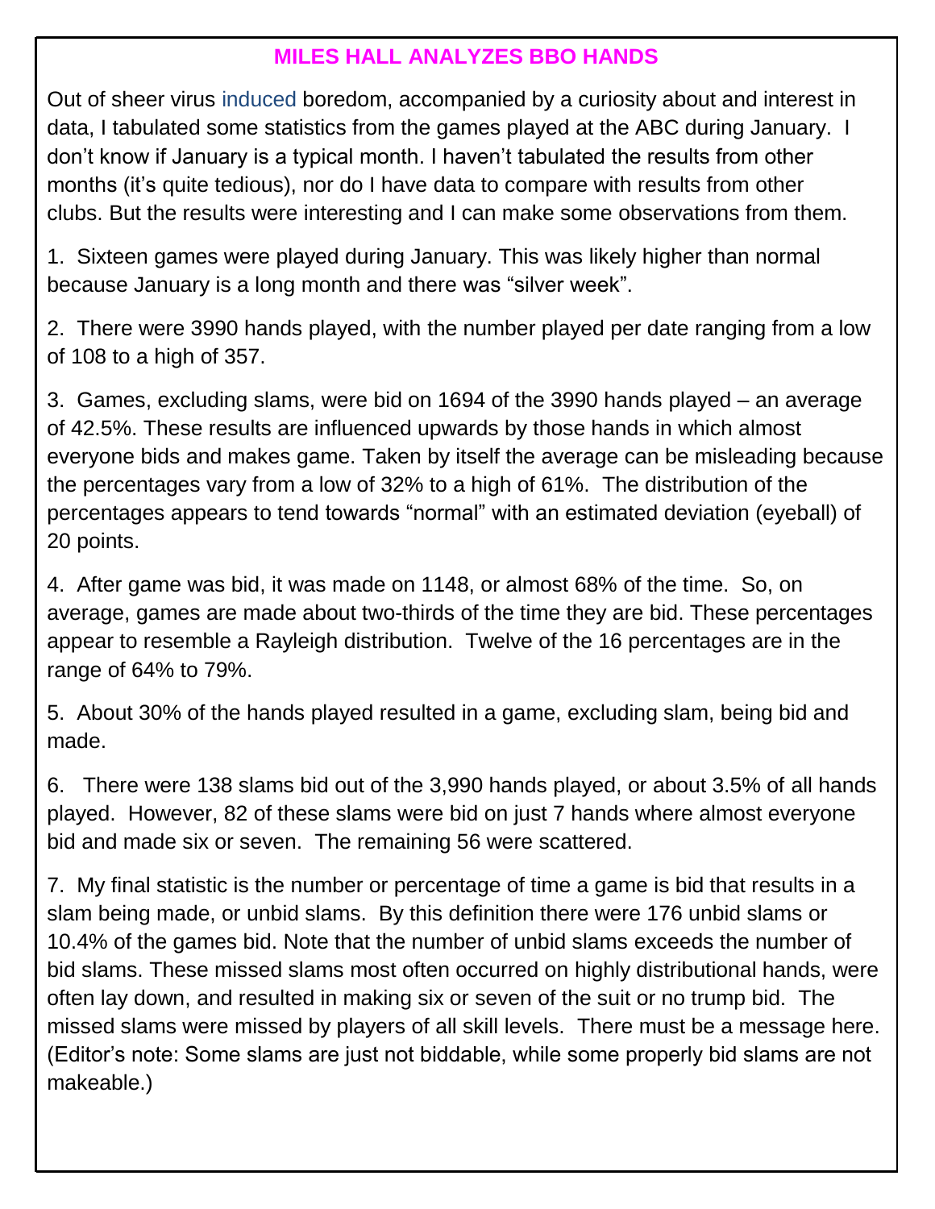## MILES HALL ANALYZES BBO HANDS

Out of sheer virus induced boredom, accompanied by a curiosity about and interest in data, I tabulated some statistics from the games played at the ABC during January. I don't know if January is a typical month. I haven't tabulated the results from other months (it's quite tedious), nor do I have data to compare with results from other clubs. But the results were interesting and I can make some observations from them.

1. Sixteen games were played during January. This was likely higher than normal because January is a long month and there was "silver week".

2. There were 3990 hands played, with the number played per date ranging from a low of 108 to a high of 357.

3. Games, excluding slams, were bid on 1694 of the 3990 hands played – an average of 42.5%. These results are influenced upwards by those hands in which almost everyone bids and makes game. Taken by itself the average can be misleading because the percentages vary from a low of 32% to a high of 61%. The distribution of the percentages appears to tend towards "normal" with an estimated deviation (eyeball) of 20 points.

4. After game was bid, it was made on 1148, or almost 68% of the time. So, on average, games are made about two-thirds of the time they are bid. These percentages appear to resemble a Rayleigh distribution. Twelve of the 16 percentages are in the range of 64% to 79%.

5. About 30% of the hands played resulted in a game, excluding slam, being bid and made.

6. There were 138 slams bid out of the 3,990 hands played, or about 3.5% of all hands played. However, 82 of these slams were bid on just 7 hands where almost everyone bid and made six or seven. The remaining 56 were scattered.

7. My final statistic is the number or percentage of time a game is bid that results in a slam being made, or unbid slams. By this definition there were 176 unbid slams or 10.4% of the games bid. Note that the number of unbid slams exceeds the number of bid slams. These missed slams most often occurred on highly distributional hands, were often lay down, and resulted in making six or seven of the suit or no trump bid. The missed slams were missed by players of all skill levels. There must be a message here. (Editor's note: Some slams are just not biddable, while some properly bid slams are not makeable.)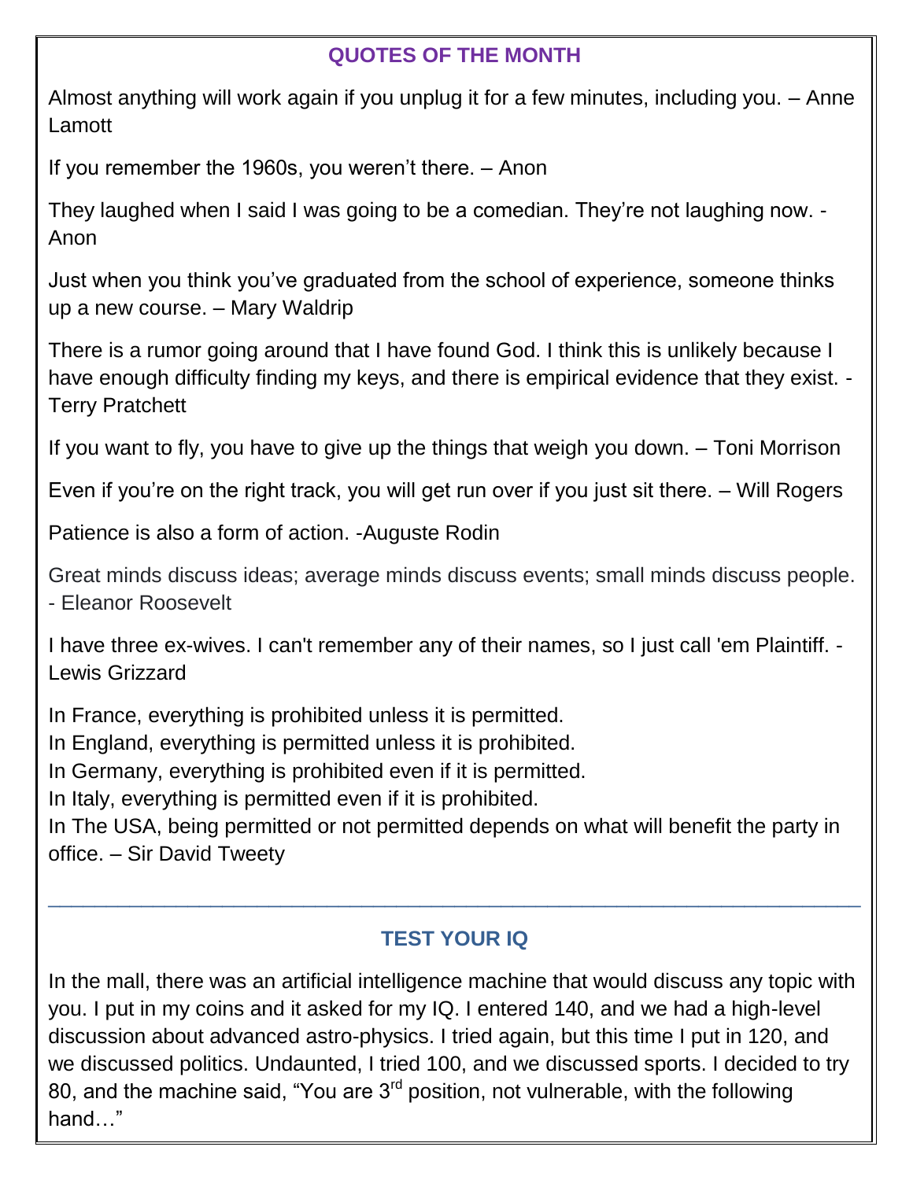## QUOTES OF THE MONTH

Almost anything will work again if you unplug it for a few minutes, including you. – Anne Lamott

If you remember the 1960s, you weren't there. – Anon

They laughed when I said I was going to be a comedian. They're not laughing now. - Anon

Just when you think you've graduated from the school of experience, someone thinks up a new course. – Mary Waldrip

There is a rumor going around that I have found God. I think this is unlikely because I have enough difficulty finding my keys, and there is empirical evidence that they exist. - Terry Pratchett

If you want to fly, you have to give up the things that weigh you down. – Toni Morrison

Even if you're on the right track, you will get run over if you just sit there. – Will Rogers

Patience is also a form of action. -Auguste Rodin

Great minds discuss ideas; average minds discuss events; small minds discuss people. - Eleanor Roosevelt

I have three ex-wives. I can't remember any of their names, so I just call 'em Plaintiff. - Lewis Grizzard

In France, everything is prohibited unless it is permitted.
In England, everything is permitted unless it is prohibited.
In Germany, everything is prohibited even if it is permitted.
In Italy, everything is permitted even if it is prohibited.
In The USA, being permitted or not permitted depends on what will benefit the party in office. – Sir David Tweety

---

## TEST YOUR IQ

In the mall, there was an artificial intelligence machine that would discuss any topic with you. I put in my coins and it asked for my IQ. I entered 140, and we had a high-level discussion about advanced astro-physics. I tried again, but this time I put in 120, and we discussed politics. Undaunted, I tried 100, and we discussed sports. I decided to try 80, and the machine said, "You are 3rd position, not vulnerable, with the following hand…"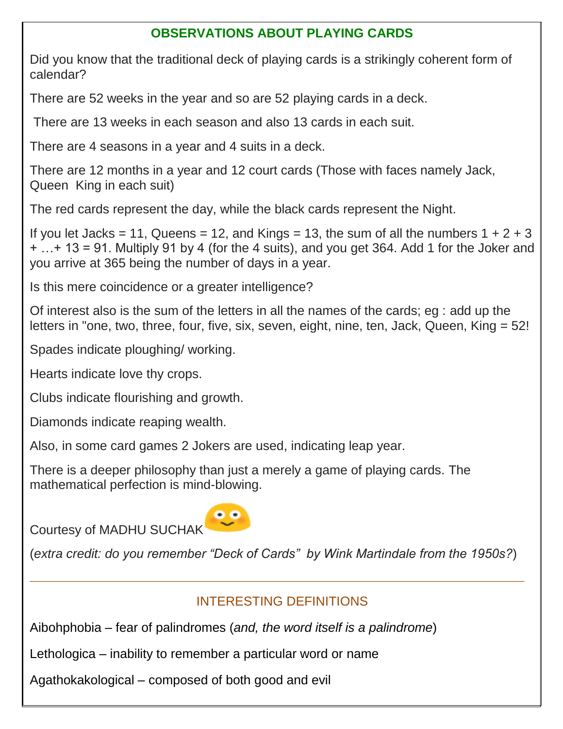## OBSERVATIONS ABOUT PLAYING CARDS

Did you know that the traditional deck of playing cards is a strikingly coherent form of calendar?

There are 52 weeks in the year and so are 52 playing cards in a deck.

There are 13 weeks in each season and also 13 cards in each suit.

There are 4 seasons in a year and 4 suits in a deck.

There are 12 months in a year and 12 court cards (Those with faces namely Jack, Queen King in each suit)

The red cards represent the day, while the black cards represent the Night.

If you let Jacks = 11, Queens = 12, and Kings = 13, the sum of all the numbers 1 + 2 + 3 + …+ 13 = 91. Multiply 91 by 4 (for the 4 suits), and you get 364. Add 1 for the Joker and you arrive at 365 being the number of days in a year.

Is this mere coincidence or a greater intelligence?

Of interest also is the sum of the letters in all the names of the cards; eg : add up the letters in "one, two, three, four, five, six, seven, eight, nine, ten, Jack, Queen, King = 52!

Spades indicate ploughing/ working.

Hearts indicate love thy crops.

Clubs indicate flourishing and growth.

Diamonds indicate reaping wealth.

Also, in some card games 2 Jokers are used, indicating leap year.

There is a deeper philosophy than just a merely a game of playing cards. The mathematical perfection is mind-blowing.

Courtesy of MADHU SUCHAK

(*extra credit: do you remember "Deck of Cards" by Wink Martindale from the 1950s?*)

---

## INTERESTING DEFINITIONS

Aibohphobia – fear of palindromes (*and, the word itself is a palindrome*)

Lethologica – inability to remember a particular word or name

Agathokakological – composed of both good and evil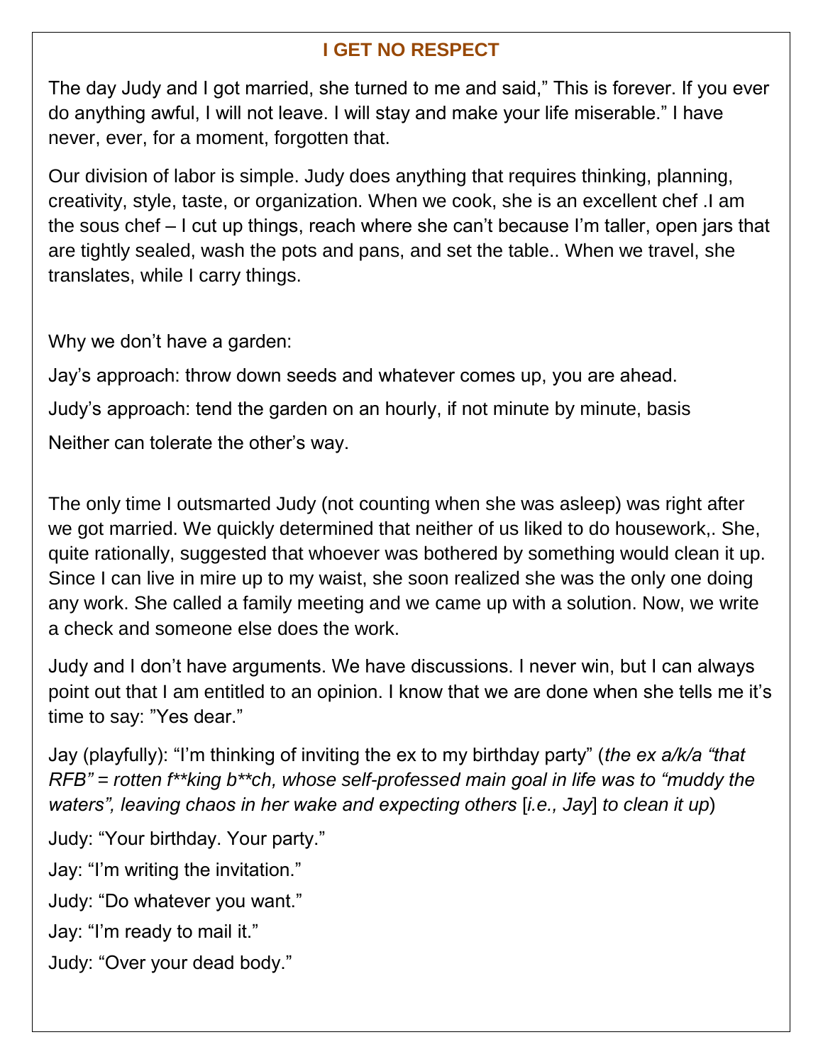## I GET NO RESPECT

The day Judy and I got married, she turned to me and said," This is forever. If you ever do anything awful, I will not leave. I will stay and make your life miserable." I have never, ever, for a moment, forgotten that.

Our division of labor is simple. Judy does anything that requires thinking, planning, creativity, style, taste, or organization. When we cook, she is an excellent chef .I am the sous chef – I cut up things, reach where she can't because I'm taller, open jars that are tightly sealed, wash the pots and pans, and set the table.. When we travel, she translates, while I carry things.

Why we don't have a garden:

Jay's approach: throw down seeds and whatever comes up, you are ahead.

Judy's approach: tend the garden on an hourly, if not minute by minute, basis

Neither can tolerate the other's way.

The only time I outsmarted Judy (not counting when she was asleep) was right after we got married. We quickly determined that neither of us liked to do housework,. She, quite rationally, suggested that whoever was bothered by something would clean it up. Since I can live in mire up to my waist, she soon realized she was the only one doing any work. She called a family meeting and we came up with a solution. Now, we write a check and someone else does the work.

Judy and I don't have arguments. We have discussions. I never win, but I can always point out that I am entitled to an opinion. I know that we are done when she tells me it's time to say: "Yes dear."

Jay (playfully): "I'm thinking of inviting the ex to my birthday party" (*the ex a/k/a "that RFB" = rotten f**king b**ch, whose self-professed main goal in life was to "muddy the waters", leaving chaos in her wake and expecting others* [*i.e., Jay*] *to clean it up*)

Judy: "Your birthday. Your party."

Jay: "I'm writing the invitation."

Judy: "Do whatever you want."

Jay: "I'm ready to mail it."

Judy: "Over your dead body."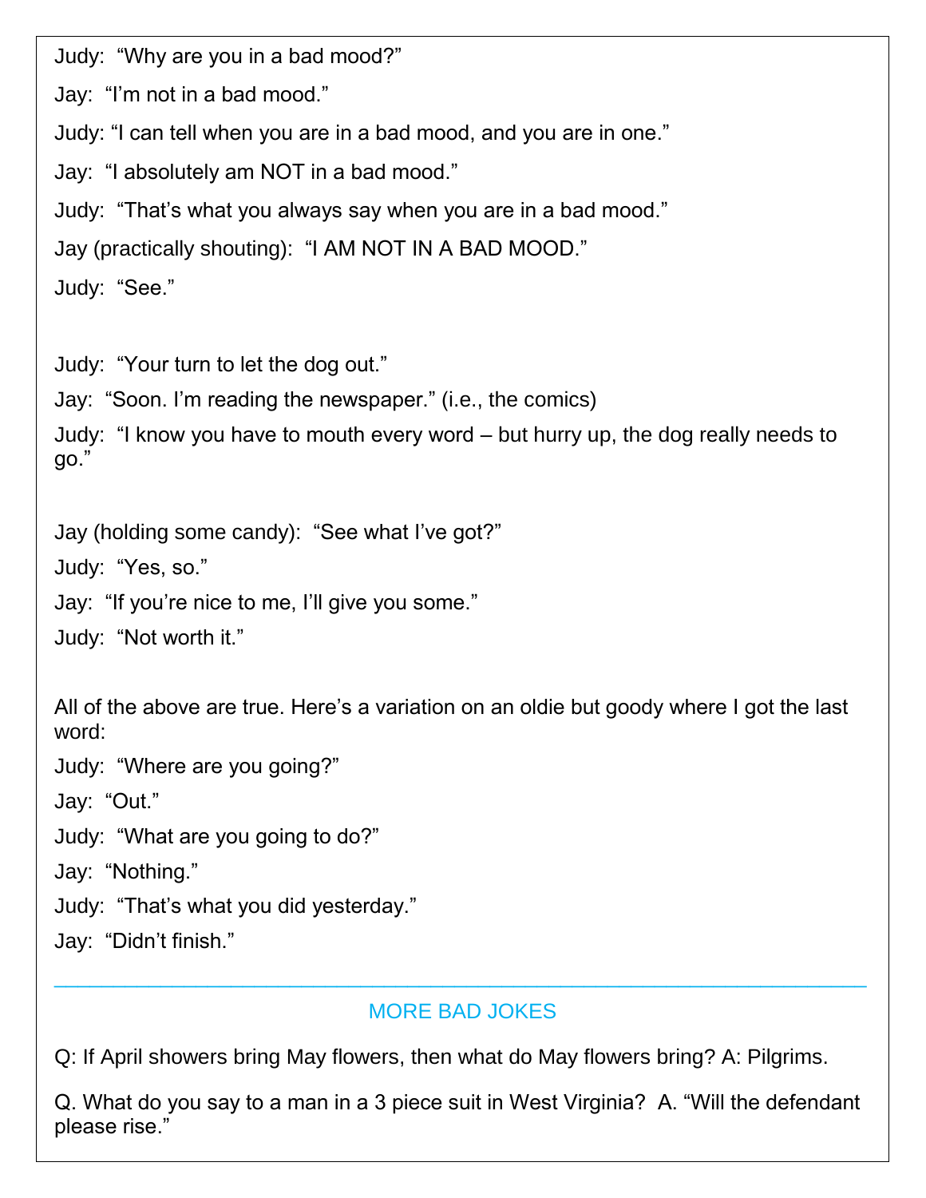Judy: “Why are you in a bad mood?”

Jay: “I’m not in a bad mood.”

Judy: “I can tell when you are in a bad mood, and you are in one.”

Jay: “I absolutely am NOT in a bad mood.”

Judy: “That’s what you always say when you are in a bad mood.”

Jay (practically shouting): “I AM NOT IN A BAD MOOD.”

Judy: “See.”

Judy: “Your turn to let the dog out.”

Jay: “Soon. I’m reading the newspaper.” (i.e., the comics)

Judy: “I know you have to mouth every word – but hurry up, the dog really needs to go.”

Jay (holding some candy): “See what I’ve got?”

Judy: “Yes, so.”

Jay: “If you’re nice to me, I’ll give you some.”

Judy: “Not worth it.”

All of the above are true. Here’s a variation on an oldie but goody where I got the last word:

Judy: “Where are you going?”

Jay: “Out.”

Judy: “What are you going to do?”

Jay: “Nothing.”

Judy: “That’s what you did yesterday.”

Jay: “Didn’t finish.”

---

## MORE BAD JOKES

Q: If April showers bring May flowers, then what do May flowers bring? A: Pilgrims.

Q. What do you say to a man in a 3 piece suit in West Virginia? A. “Will the defendant please rise.”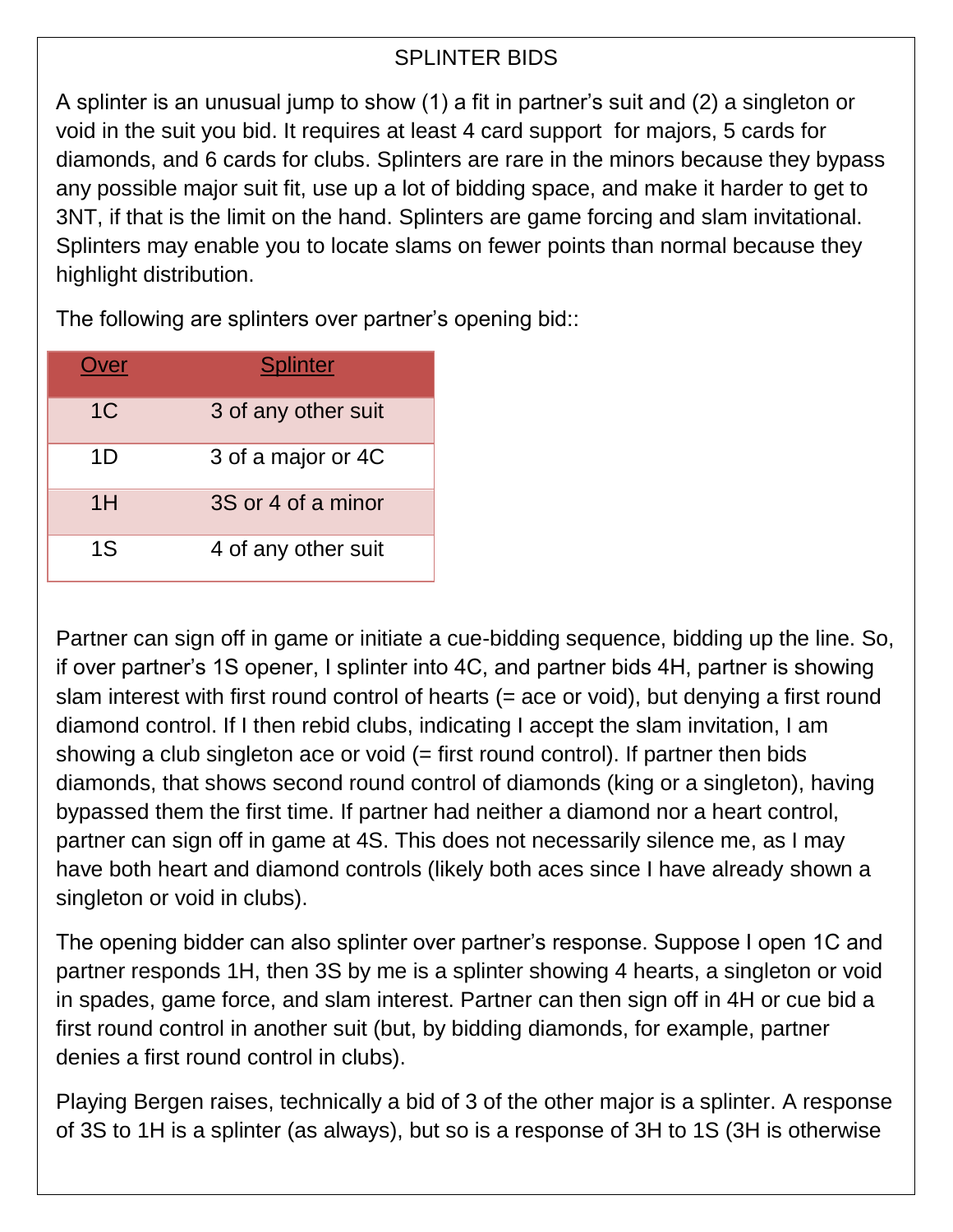## SPLINTER BIDS

A splinter is an unusual jump to show (1) a fit in partner's suit and (2) a singleton or void in the suit you bid. It requires at least 4 card support for majors, 5 cards for diamonds, and 6 cards for clubs. Splinters are rare in the minors because they bypass any possible major suit fit, use up a lot of bidding space, and make it harder to get to 3NT, if that is the limit on the hand. Splinters are game forcing and slam invitational. Splinters may enable you to locate slams on fewer points than normal because they highlight distribution.

The following are splinters over partner's opening bid::

| Over | Splinter |
|---|---|
| 1C | 3 of any other suit |
| 1D | 3 of a major or 4C |
| 1H | 3S or 4 of a minor |
| 1S | 4 of any other suit |

Partner can sign off in game or initiate a cue-bidding sequence, bidding up the line. So, if over partner's 1S opener, I splinter into 4C, and partner bids 4H, partner is showing slam interest with first round control of hearts (= ace or void), but denying a first round diamond control. If I then rebid clubs, indicating I accept the slam invitation, I am showing a club singleton ace or void (= first round control). If partner then bids diamonds, that shows second round control of diamonds (king or a singleton), having bypassed them the first time. If partner had neither a diamond nor a heart control, partner can sign off in game at 4S. This does not necessarily silence me, as I may have both heart and diamond controls (likely both aces since I have already shown a singleton or void in clubs).

The opening bidder can also splinter over partner's response. Suppose I open 1C and partner responds 1H, then 3S by me is a splinter showing 4 hearts, a singleton or void in spades, game force, and slam interest. Partner can then sign off in 4H or cue bid a first round control in another suit (but, by bidding diamonds, for example, partner denies a first round control in clubs).

Playing Bergen raises, technically a bid of 3 of the other major is a splinter. A response of 3S to 1H is a splinter (as always), but so is a response of 3H to 1S (3H is otherwise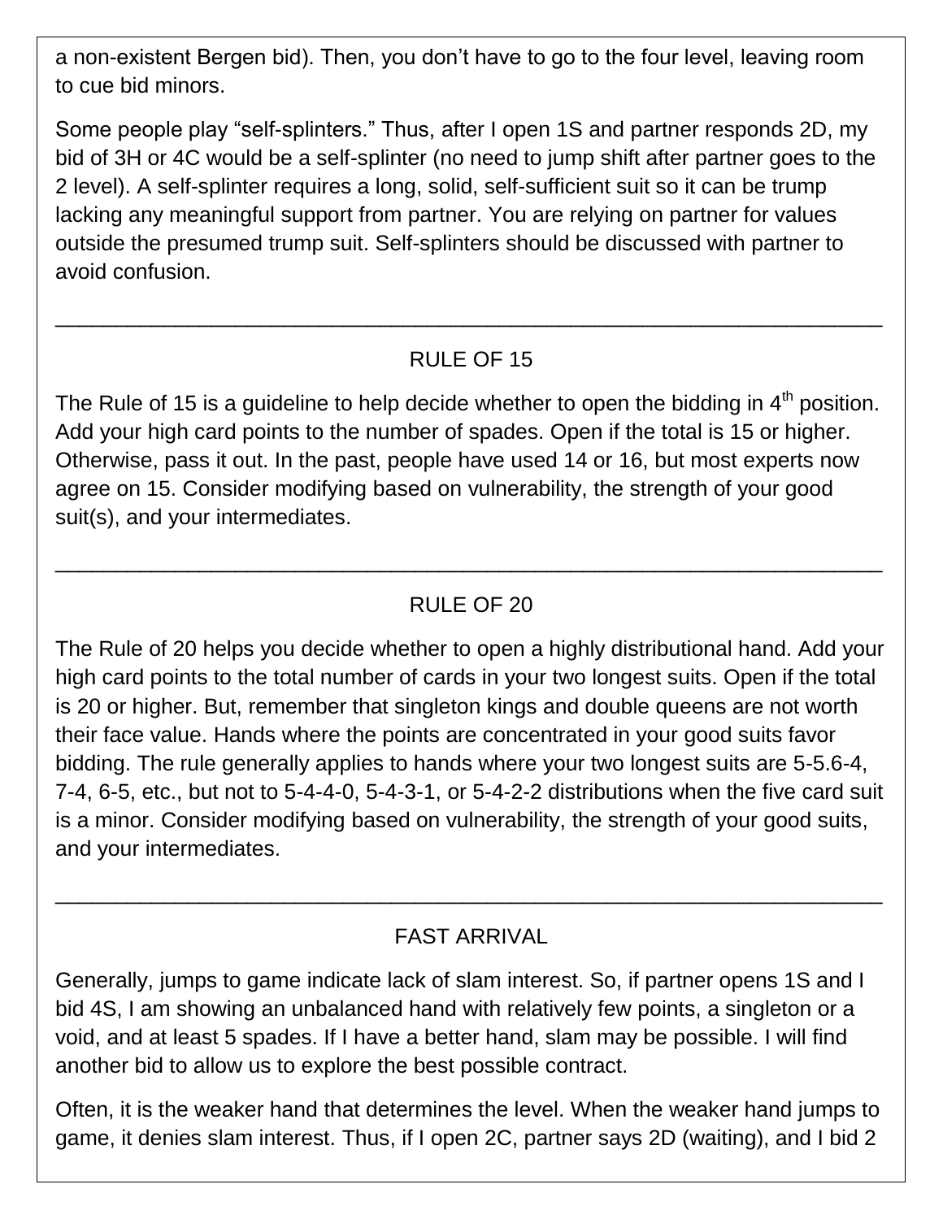a non-existent Bergen bid). Then, you don't have to go to the four level, leaving room to cue bid minors.

Some people play "self-splinters." Thus, after I open 1S and partner responds 2D, my bid of 3H or 4C would be a self-splinter (no need to jump shift after partner goes to the 2 level). A self-splinter requires a long, solid, self-sufficient suit so it can be trump lacking any meaningful support from partner. You are relying on partner for values outside the presumed trump suit. Self-splinters should be discussed with partner to avoid confusion.

---

## RULE OF 15

The Rule of 15 is a guideline to help decide whether to open the bidding in 4th position. Add your high card points to the number of spades. Open if the total is 15 or higher. Otherwise, pass it out. In the past, people have used 14 or 16, but most experts now agree on 15. Consider modifying based on vulnerability, the strength of your good suit(s), and your intermediates.

---

## RULE OF 20

The Rule of 20 helps you decide whether to open a highly distributional hand. Add your high card points to the total number of cards in your two longest suits. Open if the total is 20 or higher. But, remember that singleton kings and double queens are not worth their face value. Hands where the points are concentrated in your good suits favor bidding. The rule generally applies to hands where your two longest suits are 5-5.6-4, 7-4, 6-5, etc., but not to 5-4-4-0, 5-4-3-1, or 5-4-2-2 distributions when the five card suit is a minor. Consider modifying based on vulnerability, the strength of your good suits, and your intermediates.

---

## FAST ARRIVAL

Generally, jumps to game indicate lack of slam interest. So, if partner opens 1S and I bid 4S, I am showing an unbalanced hand with relatively few points, a singleton or a void, and at least 5 spades. If I have a better hand, slam may be possible. I will find another bid to allow us to explore the best possible contract.

Often, it is the weaker hand that determines the level. When the weaker hand jumps to game, it denies slam interest. Thus, if I open 2C, partner says 2D (waiting), and I bid 2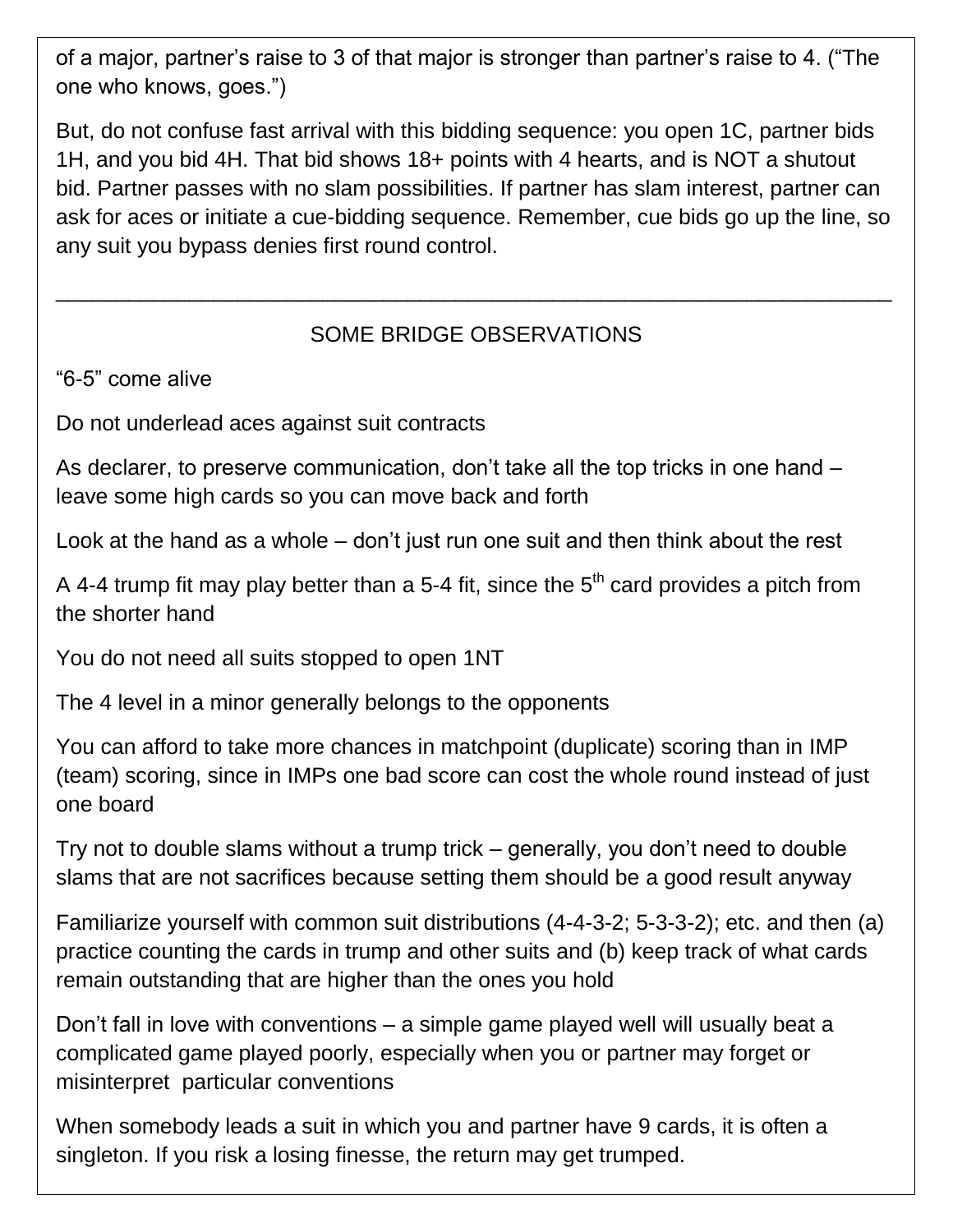of a major, partner's raise to 3 of that major is stronger than partner's raise to 4. ("The one who knows, goes.")

But, do not confuse fast arrival with this bidding sequence: you open 1C, partner bids 1H, and you bid 4H. That bid shows 18+ points with 4 hearts, and is NOT a shutout bid. Partner passes with no slam possibilities. If partner has slam interest, partner can ask for aces or initiate a cue-bidding sequence. Remember, cue bids go up the line, so any suit you bypass denies first round control.

---

## SOME BRIDGE OBSERVATIONS

"6-5" come alive

Do not underlead aces against suit contracts

As declarer, to preserve communication, don't take all the top tricks in one hand – leave some high cards so you can move back and forth

Look at the hand as a whole – don't just run one suit and then think about the rest

A 4-4 trump fit may play better than a 5-4 fit, since the 5th card provides a pitch from the shorter hand

You do not need all suits stopped to open 1NT

The 4 level in a minor generally belongs to the opponents

You can afford to take more chances in matchpoint (duplicate) scoring than in IMP (team) scoring, since in IMPs one bad score can cost the whole round instead of just one board

Try not to double slams without a trump trick – generally, you don't need to double slams that are not sacrifices because setting them should be a good result anyway

Familiarize yourself with common suit distributions (4-4-3-2; 5-3-3-2); etc. and then (a) practice counting the cards in trump and other suits and (b) keep track of what cards remain outstanding that are higher than the ones you hold

Don't fall in love with conventions – a simple game played well will usually beat a complicated game played poorly, especially when you or partner may forget or misinterpret particular conventions

When somebody leads a suit in which you and partner have 9 cards, it is often a singleton. If you risk a losing finesse, the return may get trumped.